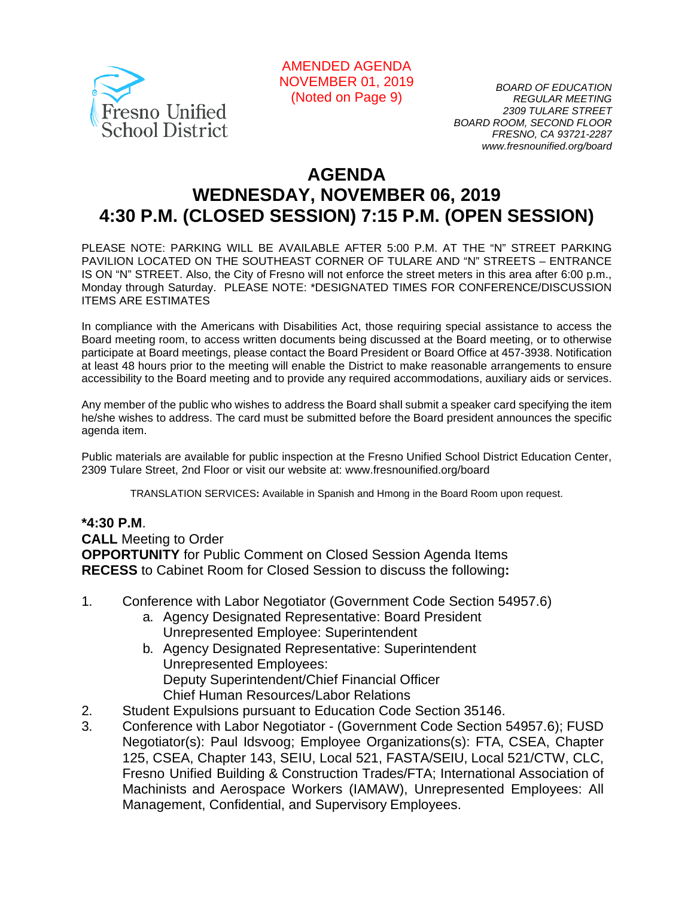Fresno Unified School District

AMENDED AGENDA
NOVEMBER 01, 2019
(Noted on Page 9)

*BOARD OF EDUCATION*
*REGULAR MEETING*
*2309 TULARE STREET*
*BOARD ROOM, SECOND FLOOR*
*FRESNO, CA 93721-2287*
*www.fresnounified.org/board*

# AGENDA
# WEDNESDAY, NOVEMBER 06, 2019
# 4:30 P.M. (CLOSED SESSION) 7:15 P.M. (OPEN SESSION)

PLEASE NOTE: PARKING WILL BE AVAILABLE AFTER 5:00 P.M. AT THE "N" STREET PARKING PAVILION LOCATED ON THE SOUTHEAST CORNER OF TULARE AND "N" STREETS – ENTRANCE IS ON "N" STREET. Also, the City of Fresno will not enforce the street meters in this area after 6:00 p.m., Monday through Saturday. PLEASE NOTE: *DESIGNATED TIMES FOR CONFERENCE/DISCUSSION ITEMS ARE ESTIMATES

In compliance with the Americans with Disabilities Act, those requiring special assistance to access the Board meeting room, to access written documents being discussed at the Board meeting, or to otherwise participate at Board meetings, please contact the Board President or Board Office at 457-3938. Notification at least 48 hours prior to the meeting will enable the District to make reasonable arrangements to ensure accessibility to the Board meeting and to provide any required accommodations, auxiliary aids or services.

Any member of the public who wishes to address the Board shall submit a speaker card specifying the item he/she wishes to address. The card must be submitted before the Board president announces the specific agenda item.

Public materials are available for public inspection at the Fresno Unified School District Education Center, 2309 Tulare Street, 2nd Floor or visit our website at: www.fresnounified.org/board

TRANSLATION SERVICES**:** Available in Spanish and Hmong in the Board Room upon request.

**\*4:30 P.M**.
**CALL** Meeting to Order
**OPPORTUNITY** for Public Comment on Closed Session Agenda Items
**RECESS** to Cabinet Room for Closed Session to discuss the following**:**

1. Conference with Labor Negotiator (Government Code Section 54957.6)
   a. Agency Designated Representative: Board President
      Unrepresented Employee: Superintendent
   b. Agency Designated Representative: Superintendent
      Unrepresented Employees:
      Deputy Superintendent/Chief Financial Officer
      Chief Human Resources/Labor Relations
2. Student Expulsions pursuant to Education Code Section 35146.
3. Conference with Labor Negotiator - (Government Code Section 54957.6); FUSD Negotiator(s): Paul Idsvoog; Employee Organizations(s): FTA, CSEA, Chapter 125, CSEA, Chapter 143, SEIU, Local 521, FASTA/SEIU, Local 521/CTW, CLC, Fresno Unified Building & Construction Trades/FTA; International Association of Machinists and Aerospace Workers (IAMAW), Unrepresented Employees: All Management, Confidential, and Supervisory Employees.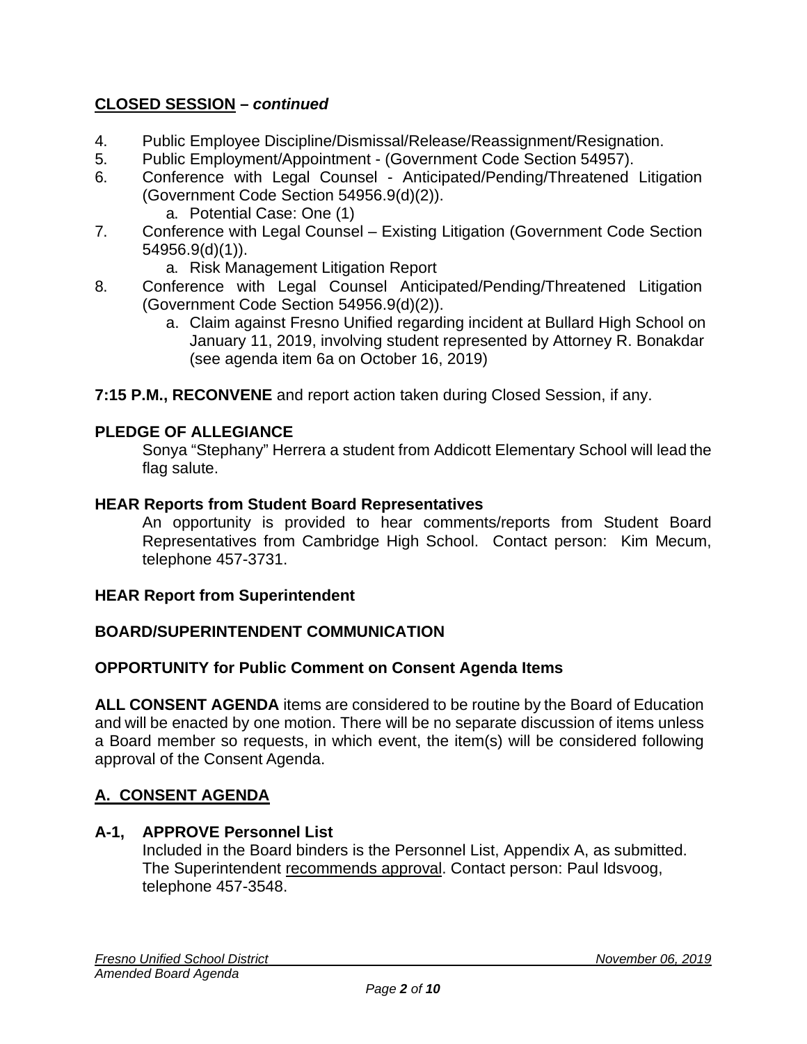## **CLOSED SESSION – *continued***

4. Public Employee Discipline/Dismissal/Release/Reassignment/Resignation.
5. Public Employment/Appointment - (Government Code Section 54957).
6. Conference with Legal Counsel - Anticipated/Pending/Threatened Litigation (Government Code Section 54956.9(d)(2)).
   a. Potential Case: One (1)
7. Conference with Legal Counsel – Existing Litigation (Government Code Section 54956.9(d)(1)).
   a. Risk Management Litigation Report
8. Conference with Legal Counsel Anticipated/Pending/Threatened Litigation (Government Code Section 54956.9(d)(2)).
   a. Claim against Fresno Unified regarding incident at Bullard High School on January 11, 2019, involving student represented by Attorney R. Bonakdar (see agenda item 6a on October 16, 2019)

**7:15 P.M., RECONVENE** and report action taken during Closed Session, if any.

### **PLEDGE OF ALLEGIANCE**

Sonya “Stephany” Herrera a student from Addicott Elementary School will lead the flag salute.

### **HEAR Reports from Student Board Representatives**

An opportunity is provided to hear comments/reports from Student Board Representatives from Cambridge High School. Contact person: Kim Mecum, telephone 457-3731.

### **HEAR Report from Superintendent**

### **BOARD/SUPERINTENDENT COMMUNICATION**

### **OPPORTUNITY for Public Comment on Consent Agenda Items**

**ALL CONSENT AGENDA** items are considered to be routine by the Board of Education and will be enacted by one motion. There will be no separate discussion of items unless a Board member so requests, in which event, the item(s) will be considered following approval of the Consent Agenda.

## **A. CONSENT AGENDA**

### **A-1, APPROVE Personnel List**

Included in the Board binders is the Personnel List, Appendix A, as submitted. The Superintendent recommends approval. Contact person: Paul Idsvoog, telephone 457-3548.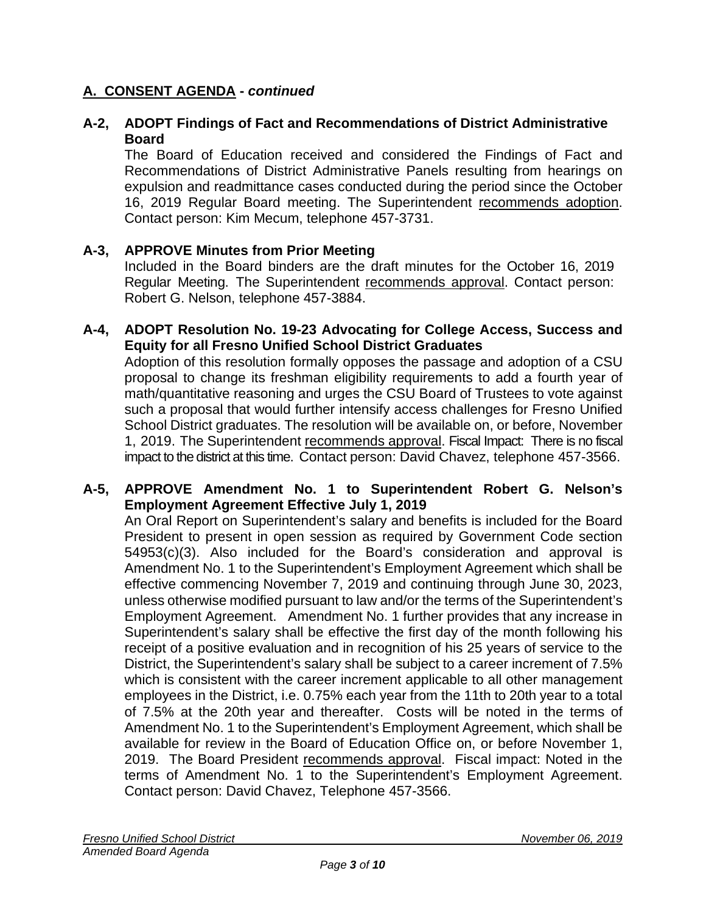## A. CONSENT AGENDA - *continued*

**A-2, ADOPT Findings of Fact and Recommendations of District Administrative Board**

The Board of Education received and considered the Findings of Fact and Recommendations of District Administrative Panels resulting from hearings on expulsion and readmittance cases conducted during the period since the October 16, 2019 Regular Board meeting. The Superintendent recommends adoption. Contact person: Kim Mecum, telephone 457-3731.

**A-3, APPROVE Minutes from Prior Meeting**

Included in the Board binders are the draft minutes for the October 16, 2019 Regular Meeting. The Superintendent recommends approval. Contact person: Robert G. Nelson, telephone 457-3884.

**A-4, ADOPT Resolution No. 19-23 Advocating for College Access, Success and Equity for all Fresno Unified School District Graduates**

Adoption of this resolution formally opposes the passage and adoption of a CSU proposal to change its freshman eligibility requirements to add a fourth year of math/quantitative reasoning and urges the CSU Board of Trustees to vote against such a proposal that would further intensify access challenges for Fresno Unified School District graduates. The resolution will be available on, or before, November 1, 2019. The Superintendent recommends approval. Fiscal Impact: There is no fiscal impact to the district at this time. Contact person: David Chavez, telephone 457-3566.

**A-5, APPROVE Amendment No. 1 to Superintendent Robert G. Nelson's Employment Agreement Effective July 1, 2019**

An Oral Report on Superintendent's salary and benefits is included for the Board President to present in open session as required by Government Code section 54953(c)(3). Also included for the Board's consideration and approval is Amendment No. 1 to the Superintendent's Employment Agreement which shall be effective commencing November 7, 2019 and continuing through June 30, 2023, unless otherwise modified pursuant to law and/or the terms of the Superintendent's Employment Agreement. Amendment No. 1 further provides that any increase in Superintendent's salary shall be effective the first day of the month following his receipt of a positive evaluation and in recognition of his 25 years of service to the District, the Superintendent's salary shall be subject to a career increment of 7.5% which is consistent with the career increment applicable to all other management employees in the District, i.e. 0.75% each year from the 11th to 20th year to a total of 7.5% at the 20th year and thereafter. Costs will be noted in the terms of Amendment No. 1 to the Superintendent's Employment Agreement, which shall be available for review in the Board of Education Office on, or before November 1, 2019. The Board President recommends approval. Fiscal impact: Noted in the terms of Amendment No. 1 to the Superintendent's Employment Agreement. Contact person: David Chavez, Telephone 457-3566.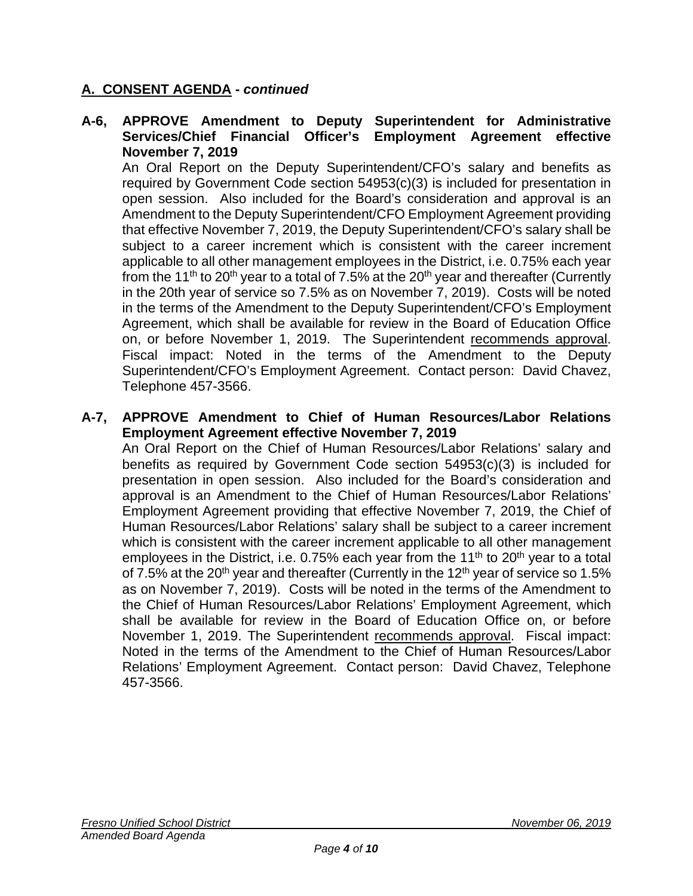## A. CONSENT AGENDA - *continued*

**A-6, APPROVE Amendment to Deputy Superintendent for Administrative Services/Chief Financial Officer's Employment Agreement effective November 7, 2019**

An Oral Report on the Deputy Superintendent/CFO's salary and benefits as required by Government Code section 54953(c)(3) is included for presentation in open session. Also included for the Board's consideration and approval is an Amendment to the Deputy Superintendent/CFO Employment Agreement providing that effective November 7, 2019, the Deputy Superintendent/CFO's salary shall be subject to a career increment which is consistent with the career increment applicable to all other management employees in the District, i.e. 0.75% each year from the 11th to 20th year to a total of 7.5% at the 20th year and thereafter (Currently in the 20th year of service so 7.5% as on November 7, 2019). Costs will be noted in the terms of the Amendment to the Deputy Superintendent/CFO's Employment Agreement, which shall be available for review in the Board of Education Office on, or before November 1, 2019. The Superintendent recommends approval. Fiscal impact: Noted in the terms of the Amendment to the Deputy Superintendent/CFO's Employment Agreement. Contact person: David Chavez, Telephone 457-3566.

**A-7, APPROVE Amendment to Chief of Human Resources/Labor Relations Employment Agreement effective November 7, 2019**

An Oral Report on the Chief of Human Resources/Labor Relations' salary and benefits as required by Government Code section 54953(c)(3) is included for presentation in open session. Also included for the Board's consideration and approval is an Amendment to the Chief of Human Resources/Labor Relations' Employment Agreement providing that effective November 7, 2019, the Chief of Human Resources/Labor Relations' salary shall be subject to a career increment which is consistent with the career increment applicable to all other management employees in the District, i.e. 0.75% each year from the 11th to 20th year to a total of 7.5% at the 20th year and thereafter (Currently in the 12th year of service so 1.5% as on November 7, 2019). Costs will be noted in the terms of the Amendment to the Chief of Human Resources/Labor Relations' Employment Agreement, which shall be available for review in the Board of Education Office on, or before November 1, 2019. The Superintendent recommends approval. Fiscal impact: Noted in the terms of the Amendment to the Chief of Human Resources/Labor Relations' Employment Agreement. Contact person: David Chavez, Telephone 457-3566.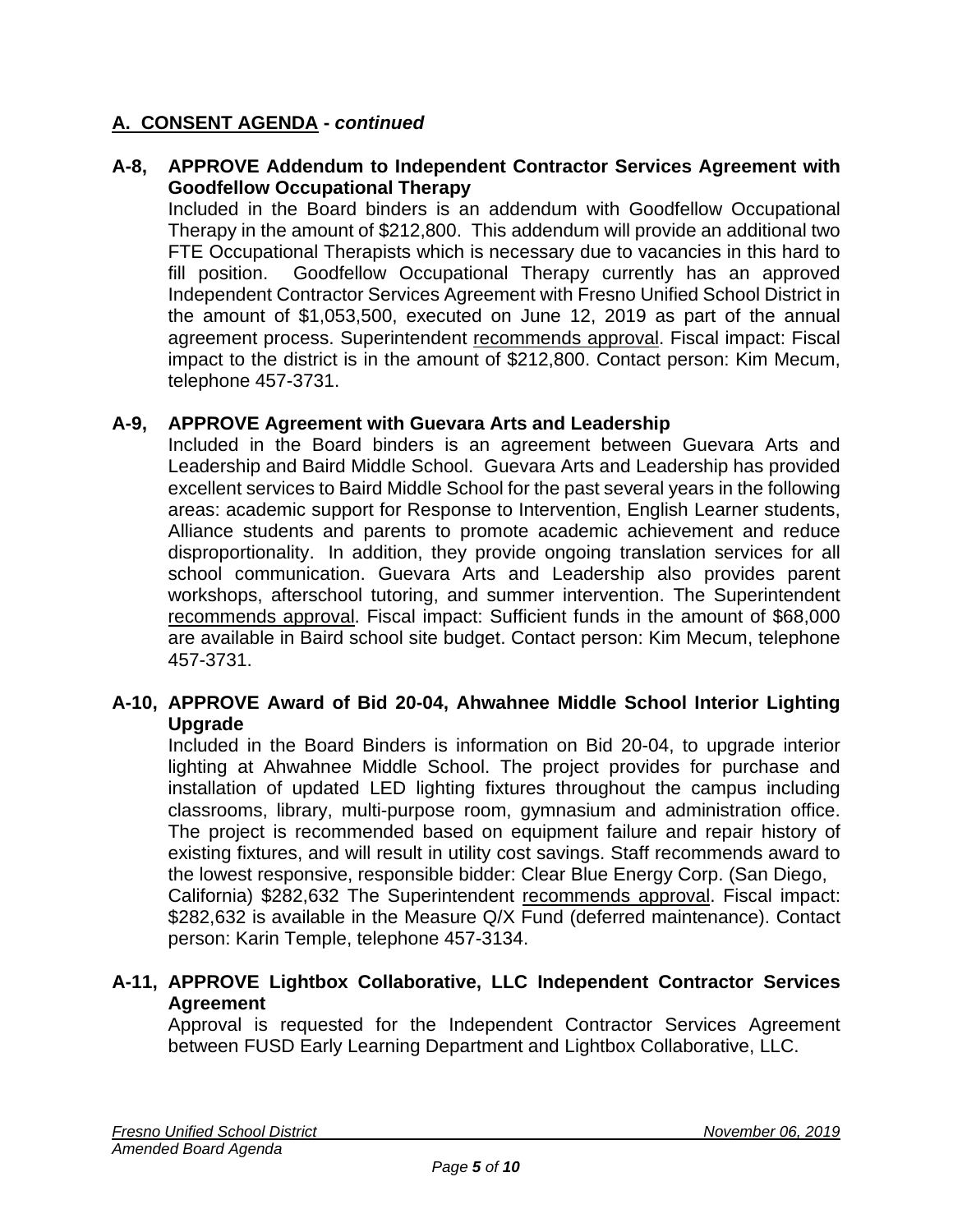## A. CONSENT AGENDA - *continued*

**A-8, APPROVE Addendum to Independent Contractor Services Agreement with Goodfellow Occupational Therapy**

Included in the Board binders is an addendum with Goodfellow Occupational Therapy in the amount of $212,800. This addendum will provide an additional two FTE Occupational Therapists which is necessary due to vacancies in this hard to fill position. Goodfellow Occupational Therapy currently has an approved Independent Contractor Services Agreement with Fresno Unified School District in the amount of $1,053,500, executed on June 12, 2019 as part of the annual agreement process. Superintendent recommends approval. Fiscal impact: Fiscal impact to the district is in the amount of $212,800. Contact person: Kim Mecum, telephone 457-3731.

**A-9, APPROVE Agreement with Guevara Arts and Leadership**

Included in the Board binders is an agreement between Guevara Arts and Leadership and Baird Middle School. Guevara Arts and Leadership has provided excellent services to Baird Middle School for the past several years in the following areas: academic support for Response to Intervention, English Learner students, Alliance students and parents to promote academic achievement and reduce disproportionality. In addition, they provide ongoing translation services for all school communication. Guevara Arts and Leadership also provides parent workshops, afterschool tutoring, and summer intervention. The Superintendent recommends approval. Fiscal impact: Sufficient funds in the amount of $68,000 are available in Baird school site budget. Contact person: Kim Mecum, telephone 457-3731.

**A-10, APPROVE Award of Bid 20-04, Ahwahnee Middle School Interior Lighting Upgrade**

Included in the Board Binders is information on Bid 20-04, to upgrade interior lighting at Ahwahnee Middle School. The project provides for purchase and installation of updated LED lighting fixtures throughout the campus including classrooms, library, multi-purpose room, gymnasium and administration office. The project is recommended based on equipment failure and repair history of existing fixtures, and will result in utility cost savings. Staff recommends award to the lowest responsive, responsible bidder: Clear Blue Energy Corp. (San Diego, California) $282,632 The Superintendent recommends approval. Fiscal impact: $282,632 is available in the Measure Q/X Fund (deferred maintenance). Contact person: Karin Temple, telephone 457-3134.

**A-11, APPROVE Lightbox Collaborative, LLC Independent Contractor Services Agreement**

Approval is requested for the Independent Contractor Services Agreement between FUSD Early Learning Department and Lightbox Collaborative, LLC.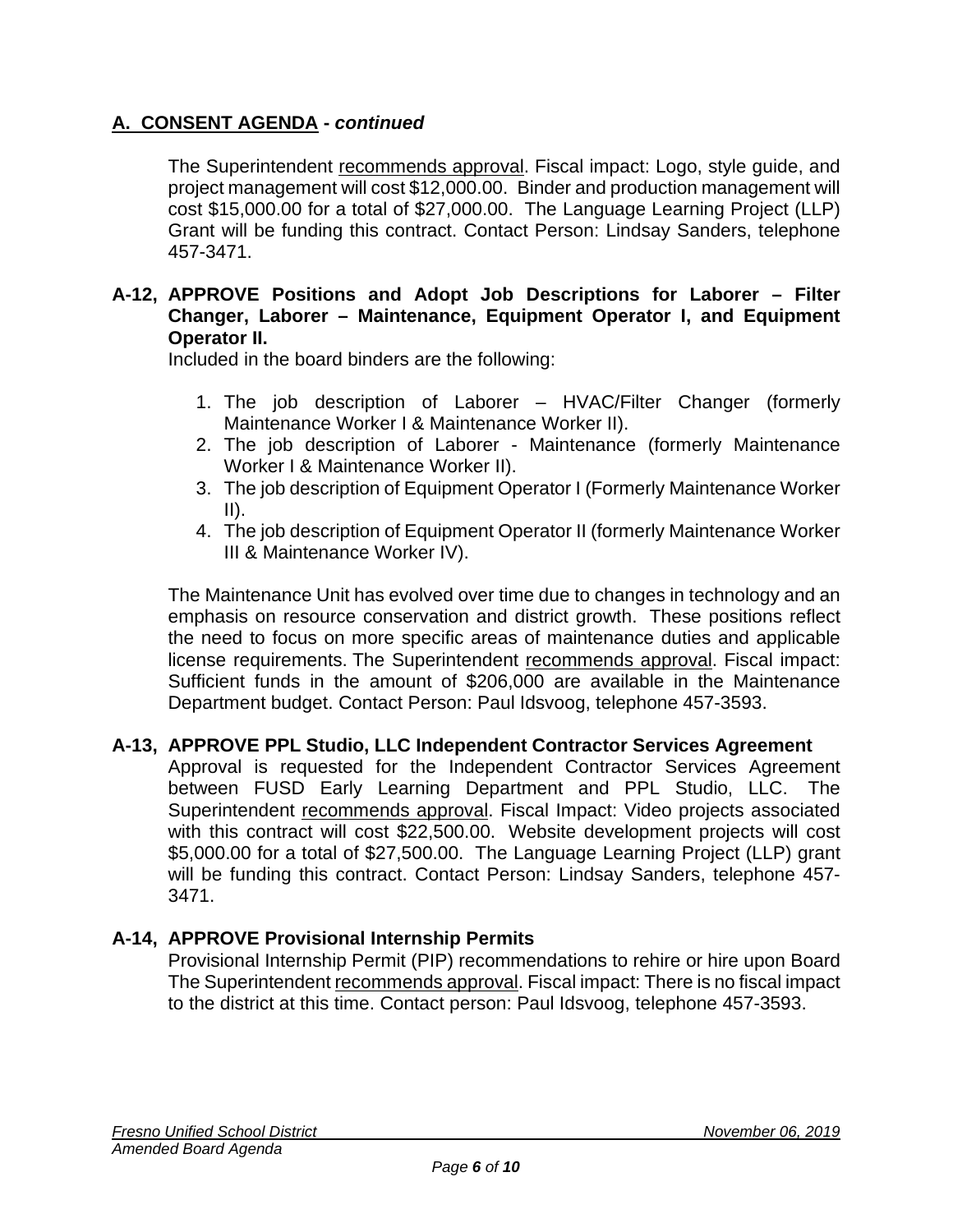## A. CONSENT AGENDA - *continued*

The Superintendent recommends approval. Fiscal impact: Logo, style guide, and project management will cost $12,000.00. Binder and production management will cost $15,000.00 for a total of $27,000.00. The Language Learning Project (LLP) Grant will be funding this contract. Contact Person: Lindsay Sanders, telephone 457-3471.

**A-12, APPROVE Positions and Adopt Job Descriptions for Laborer – Filter Changer, Laborer – Maintenance, Equipment Operator I, and Equipment Operator II.**

Included in the board binders are the following:

1. The job description of Laborer – HVAC/Filter Changer (formerly Maintenance Worker I & Maintenance Worker II).
2. The job description of Laborer - Maintenance (formerly Maintenance Worker I & Maintenance Worker II).
3. The job description of Equipment Operator I (Formerly Maintenance Worker II).
4. The job description of Equipment Operator II (formerly Maintenance Worker III & Maintenance Worker IV).

The Maintenance Unit has evolved over time due to changes in technology and an emphasis on resource conservation and district growth. These positions reflect the need to focus on more specific areas of maintenance duties and applicable license requirements. The Superintendent recommends approval. Fiscal impact: Sufficient funds in the amount of $206,000 are available in the Maintenance Department budget. Contact Person: Paul Idsvoog, telephone 457-3593.

**A-13, APPROVE PPL Studio, LLC Independent Contractor Services Agreement**

Approval is requested for the Independent Contractor Services Agreement between FUSD Early Learning Department and PPL Studio, LLC. The Superintendent recommends approval. Fiscal Impact: Video projects associated with this contract will cost $22,500.00. Website development projects will cost $5,000.00 for a total of $27,500.00. The Language Learning Project (LLP) grant will be funding this contract. Contact Person: Lindsay Sanders, telephone 457-3471.

**A-14, APPROVE Provisional Internship Permits**

Provisional Internship Permit (PIP) recommendations to rehire or hire upon Board The Superintendent recommends approval. Fiscal impact: There is no fiscal impact to the district at this time. Contact person: Paul Idsvoog, telephone 457-3593.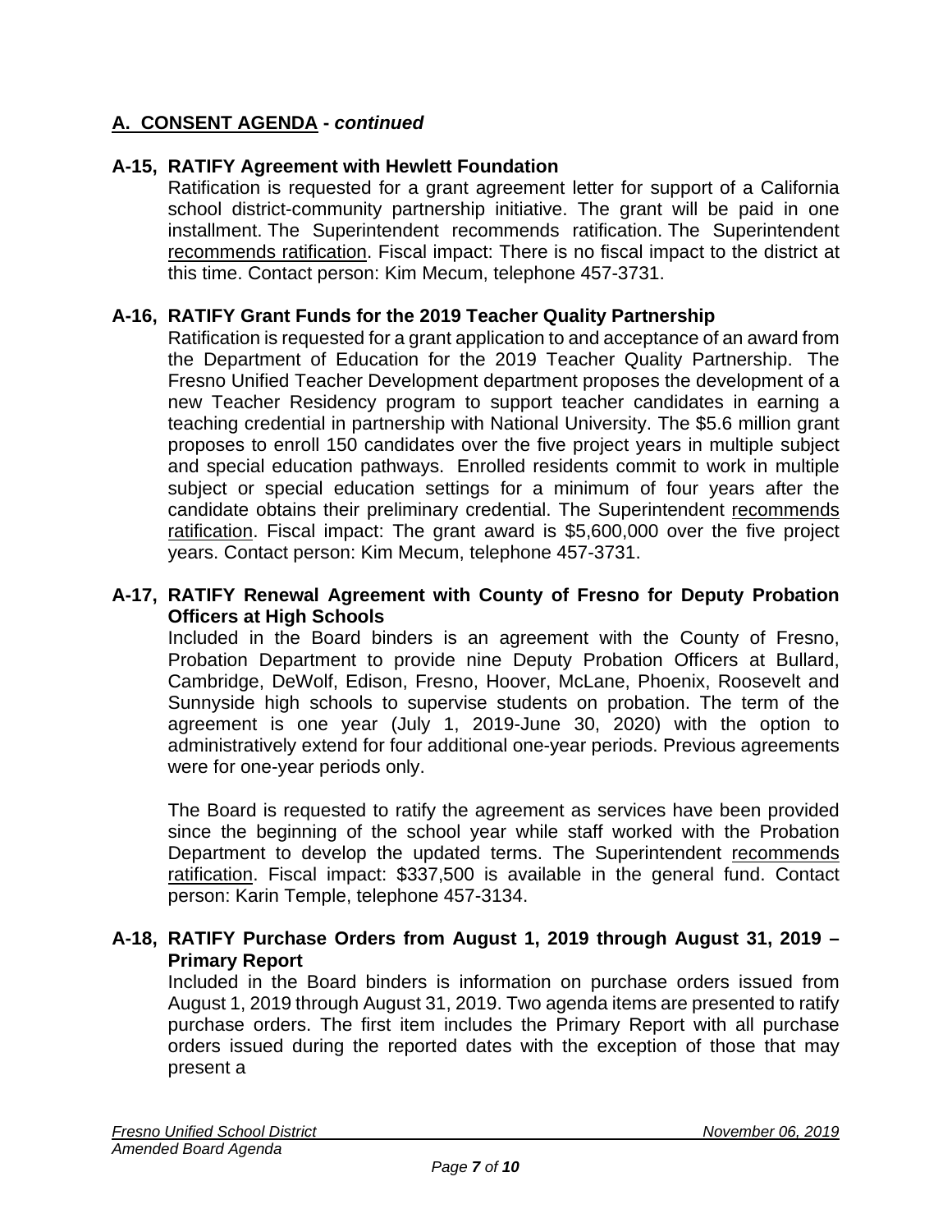## A. CONSENT AGENDA - *continued*

### A-15, RATIFY Agreement with Hewlett Foundation

Ratification is requested for a grant agreement letter for support of a California school district-community partnership initiative. The grant will be paid in one installment. The Superintendent recommends ratification. The Superintendent recommends ratification. Fiscal impact: There is no fiscal impact to the district at this time. Contact person: Kim Mecum, telephone 457-3731.

### A-16, RATIFY Grant Funds for the 2019 Teacher Quality Partnership

Ratification is requested for a grant application to and acceptance of an award from the Department of Education for the 2019 Teacher Quality Partnership. The Fresno Unified Teacher Development department proposes the development of a new Teacher Residency program to support teacher candidates in earning a teaching credential in partnership with National University. The $5.6 million grant proposes to enroll 150 candidates over the five project years in multiple subject and special education pathways. Enrolled residents commit to work in multiple subject or special education settings for a minimum of four years after the candidate obtains their preliminary credential. The Superintendent recommends ratification. Fiscal impact: The grant award is $5,600,000 over the five project years. Contact person: Kim Mecum, telephone 457-3731.

### A-17, RATIFY Renewal Agreement with County of Fresno for Deputy Probation Officers at High Schools

Included in the Board binders is an agreement with the County of Fresno, Probation Department to provide nine Deputy Probation Officers at Bullard, Cambridge, DeWolf, Edison, Fresno, Hoover, McLane, Phoenix, Roosevelt and Sunnyside high schools to supervise students on probation. The term of the agreement is one year (July 1, 2019-June 30, 2020) with the option to administratively extend for four additional one-year periods. Previous agreements were for one-year periods only.

The Board is requested to ratify the agreement as services have been provided since the beginning of the school year while staff worked with the Probation Department to develop the updated terms. The Superintendent recommends ratification. Fiscal impact: $337,500 is available in the general fund. Contact person: Karin Temple, telephone 457-3134.

### A-18, RATIFY Purchase Orders from August 1, 2019 through August 31, 2019 – Primary Report

Included in the Board binders is information on purchase orders issued from August 1, 2019 through August 31, 2019. Two agenda items are presented to ratify purchase orders. The first item includes the Primary Report with all purchase orders issued during the reported dates with the exception of those that may present a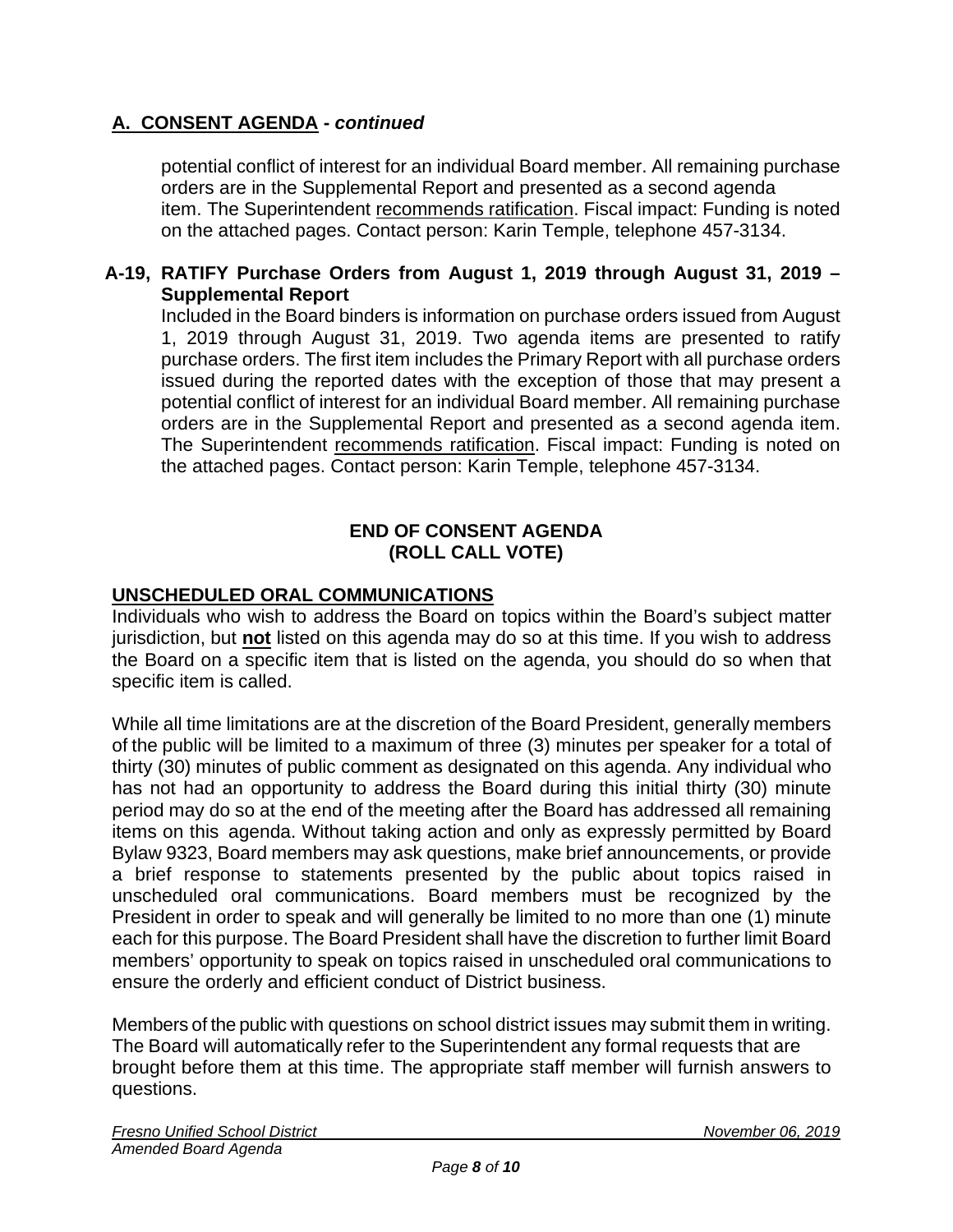## A. CONSENT AGENDA - *continued*

potential conflict of interest for an individual Board member. All remaining purchase orders are in the Supplemental Report and presented as a second agenda item. The Superintendent recommends ratification. Fiscal impact: Funding is noted on the attached pages. Contact person: Karin Temple, telephone 457-3134.

**A-19, RATIFY Purchase Orders from August 1, 2019 through August 31, 2019 – Supplemental Report**

Included in the Board binders is information on purchase orders issued from August 1, 2019 through August 31, 2019. Two agenda items are presented to ratify purchase orders. The first item includes the Primary Report with all purchase orders issued during the reported dates with the exception of those that may present a potential conflict of interest for an individual Board member. All remaining purchase orders are in the Supplemental Report and presented as a second agenda item. The Superintendent recommends ratification. Fiscal impact: Funding is noted on the attached pages. Contact person: Karin Temple, telephone 457-3134.

**END OF CONSENT AGENDA**
**(ROLL CALL VOTE)**

## UNSCHEDULED ORAL COMMUNICATIONS

Individuals who wish to address the Board on topics within the Board's subject matter jurisdiction, but **not** listed on this agenda may do so at this time. If you wish to address the Board on a specific item that is listed on the agenda, you should do so when that specific item is called.

While all time limitations are at the discretion of the Board President, generally members of the public will be limited to a maximum of three (3) minutes per speaker for a total of thirty (30) minutes of public comment as designated on this agenda. Any individual who has not had an opportunity to address the Board during this initial thirty (30) minute period may do so at the end of the meeting after the Board has addressed all remaining items on this agenda. Without taking action and only as expressly permitted by Board Bylaw 9323, Board members may ask questions, make brief announcements, or provide a brief response to statements presented by the public about topics raised in unscheduled oral communications. Board members must be recognized by the President in order to speak and will generally be limited to no more than one (1) minute each for this purpose. The Board President shall have the discretion to further limit Board members' opportunity to speak on topics raised in unscheduled oral communications to ensure the orderly and efficient conduct of District business.

Members of the public with questions on school district issues may submit them in writing. The Board will automatically refer to the Superintendent any formal requests that are brought before them at this time. The appropriate staff member will furnish answers to questions.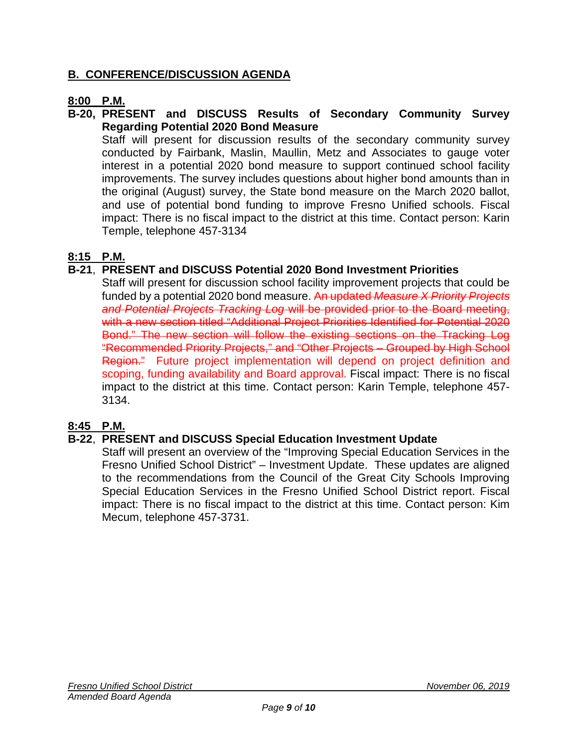## B. CONFERENCE/DISCUSSION AGENDA

**8:00 P.M.**

**B-20, PRESENT and DISCUSS Results of Secondary Community Survey Regarding Potential 2020 Bond Measure**

Staff will present for discussion results of the secondary community survey conducted by Fairbank, Maslin, Maullin, Metz and Associates to gauge voter interest in a potential 2020 bond measure to support continued school facility improvements. The survey includes questions about higher bond amounts than in the original (August) survey, the State bond measure on the March 2020 ballot, and use of potential bond funding to improve Fresno Unified schools. Fiscal impact: There is no fiscal impact to the district at this time. Contact person: Karin Temple, telephone 457-3134

**8:15 P.M.**

**B-21, PRESENT and DISCUSS Potential 2020 Bond Investment Priorities**

Staff will present for discussion school facility improvement projects that could be funded by a potential 2020 bond measure. ~~An updated *Measure X Priority Projects and Potential Projects Tracking Log* will be provided prior to the Board meeting, with a new section titled "Additional Project Priorities Identified for Potential 2020 Bond." The new section will follow the existing sections on the Tracking Log "Recommended Priority Projects," and "Other Projects – Grouped by High School Region."~~ Future project implementation will depend on project definition and scoping, funding availability and Board approval. Fiscal impact: There is no fiscal impact to the district at this time. Contact person: Karin Temple, telephone 457-3134.

**8:45 P.M.**

**B-22, PRESENT and DISCUSS Special Education Investment Update**

Staff will present an overview of the "Improving Special Education Services in the Fresno Unified School District" – Investment Update. These updates are aligned to the recommendations from the Council of the Great City Schools Improving Special Education Services in the Fresno Unified School District report. Fiscal impact: There is no fiscal impact to the district at this time. Contact person: Kim Mecum, telephone 457-3731.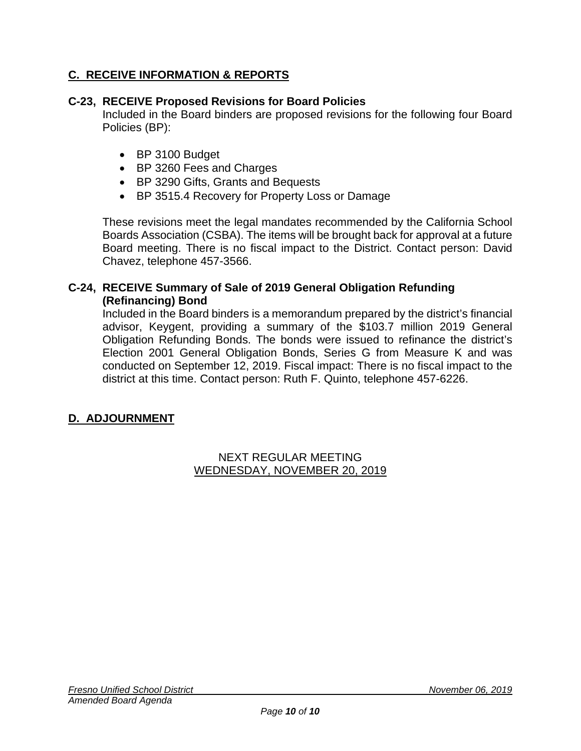## C. RECEIVE INFORMATION & REPORTS

**C-23, RECEIVE Proposed Revisions for Board Policies**

Included in the Board binders are proposed revisions for the following four Board Policies (BP):

- BP 3100 Budget
- BP 3260 Fees and Charges
- BP 3290 Gifts, Grants and Bequests
- BP 3515.4 Recovery for Property Loss or Damage

These revisions meet the legal mandates recommended by the California School Boards Association (CSBA). The items will be brought back for approval at a future Board meeting. There is no fiscal impact to the District. Contact person: David Chavez, telephone 457-3566.

**C-24, RECEIVE Summary of Sale of 2019 General Obligation Refunding (Refinancing) Bond**

Included in the Board binders is a memorandum prepared by the district's financial advisor, Keygent, providing a summary of the $103.7 million 2019 General Obligation Refunding Bonds. The bonds were issued to refinance the district's Election 2001 General Obligation Bonds, Series G from Measure K and was conducted on September 12, 2019. Fiscal impact: There is no fiscal impact to the district at this time. Contact person: Ruth F. Quinto, telephone 457-6226.

## D. ADJOURNMENT

NEXT REGULAR MEETING
WEDNESDAY, NOVEMBER 20, 2019